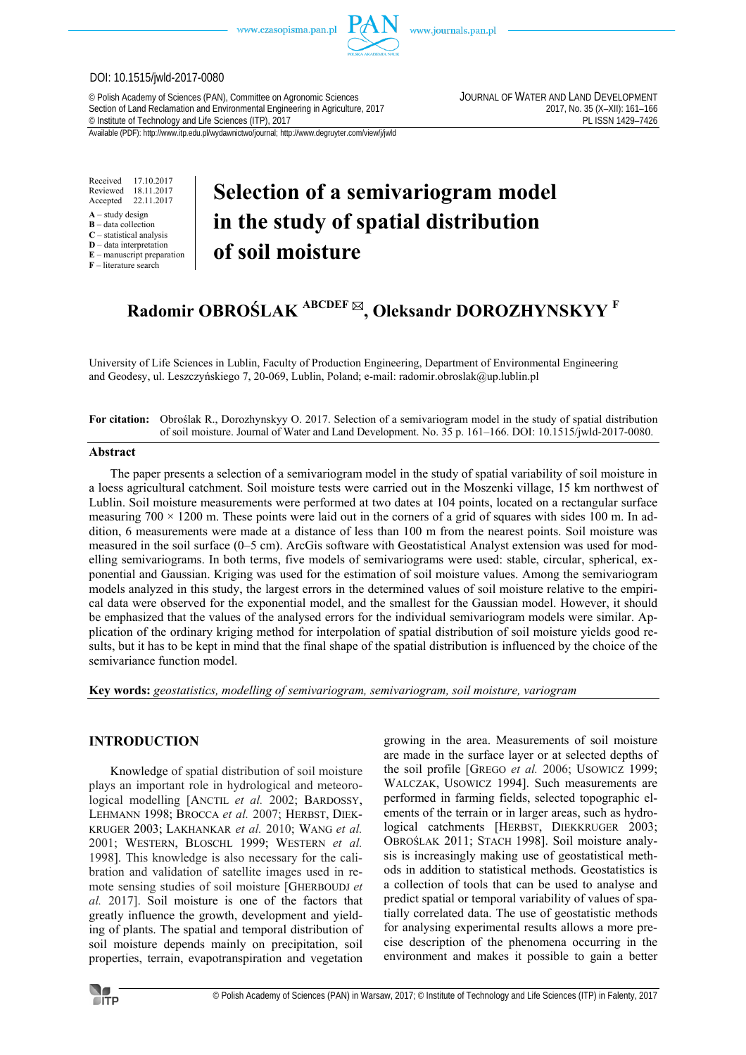DOI: 10.1515/jwld-2017-0080

© Polish Academy of Sciences (PAN), Committee on Agronomic Sciences
Section of Land Reclamation and Environmental Engineering in Agriculture, 2017
© Institute of Technology and Life Sciences (ITP), 2017

JOURNAL OF WATER AND LAND DEVELOPMENT
2017, No. 35 (X–XII): 161–166
PL ISSN 1429–7426

Available (PDF): http://www.itp.edu.pl/wydawnictwo/journal; http://www.degruyter.com/view/j/jwld

Received 17.10.2017
Reviewed 18.11.2017
Accepted 22.11.2017

**A** – study design
**B** – data collection
**C** – statistical analysis
**D** – data interpretation
**E** – manuscript preparation
**F** – literature search

# Selection of a semivariogram model in the study of spatial distribution of soil moisture

**Radomir OBROŚLAK [ABCDEF] ✉, Oleksandr DOROZHYNSKYY [F]**

University of Life Sciences in Lublin, Faculty of Production Engineering, Department of Environmental Engineering and Geodesy, ul. Leszczyńskiego 7, 20-069, Lublin, Poland; e-mail: radomir.obroslak@up.lublin.pl

**For citation:** Obroślak R., Dorozhynskyy O. 2017. Selection of a semivariogram model in the study of spatial distribution of soil moisture. Journal of Water and Land Development. No. 35 p. 161–166. DOI: 10.1515/jwld-2017-0080.

## Abstract

The paper presents a selection of a semivariogram model in the study of spatial variability of soil moisture in a loess agricultural catchment. Soil moisture tests were carried out in the Moszenki village, 15 km northwest of Lublin. Soil moisture measurements were performed at two dates at 104 points, located on a rectangular surface measuring 700 × 1200 m. These points were laid out in the corners of a grid of squares with sides 100 m. In addition, 6 measurements were made at a distance of less than 100 m from the nearest points. Soil moisture was measured in the soil surface (0–5 cm). ArcGis software with Geostatistical Analyst extension was used for modelling semivariograms. In both terms, five models of semivariograms were used: stable, circular, spherical, exponential and Gaussian. Kriging was used for the estimation of soil moisture values. Among the semivariogram models analyzed in this study, the largest errors in the determined values of soil moisture relative to the empirical data were observed for the exponential model, and the smallest for the Gaussian model. However, it should be emphasized that the values of the analysed errors for the individual semivariogram models were similar. Application of the ordinary kriging method for interpolation of spatial distribution of soil moisture yields good results, but it has to be kept in mind that the final shape of the spatial distribution is influenced by the choice of the semivariance function model.

**Key words:** *geostatistics, modelling of semivariogram, semivariogram, soil moisture, variogram*

## INTRODUCTION

Knowledge of spatial distribution of soil moisture plays an important role in hydrological and meteorological modelling [ANCTIL *et al.* 2002; BARDOSSY, LEHMANN 1998; BROCCA *et al.* 2007; HERBST, DIEKKRUGER 2003; LAKHANKAR *et al.* 2010; WANG *et al.* 2001; WESTERN, BLOSCHL 1999; WESTERN *et al.* 1998]. This knowledge is also necessary for the calibration and validation of satellite images used in remote sensing studies of soil moisture [GHERBOUDJ *et al.* 2017]. Soil moisture is one of the factors that greatly influence the growth, development and yielding of plants. The spatial and temporal distribution of soil moisture depends mainly on precipitation, soil properties, terrain, evapotranspiration and vegetation growing in the area. Measurements of soil moisture are made in the surface layer or at selected depths of the soil profile [GREGO *et al.* 2006; USOWICZ 1999; WALCZAK, USOWICZ 1994]. Such measurements are performed in farming fields, selected topographic elements of the terrain or in larger areas, such as hydrological catchments [HERBST, DIEKKRUGER 2003; OBROŚLAK 2011; STACH 1998]. Soil moisture analysis is increasingly making use of geostatistical methods in addition to statistical methods. Geostatistics is a collection of tools that can be used to analyse and predict spatial or temporal variability of values of spatially correlated data. The use of geostatistic methods for analysing experimental results allows a more precise description of the phenomena occurring in the environment and makes it possible to gain a better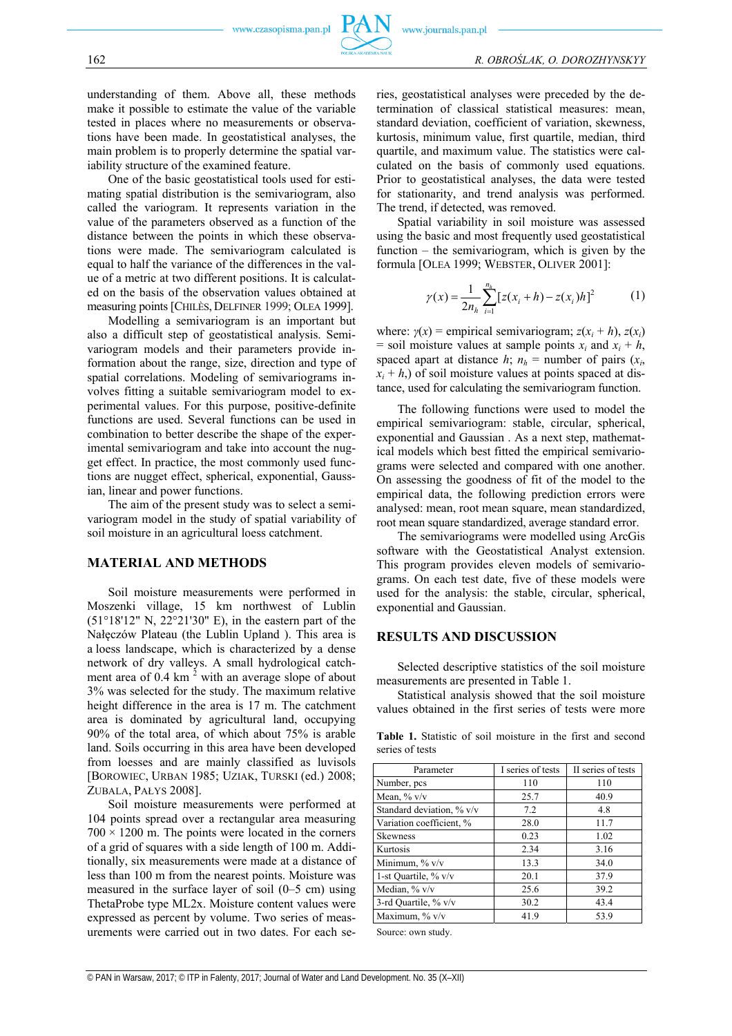understanding of them. Above all, these methods make it possible to estimate the value of the variable tested in places where no measurements or observations have been made. In geostatistical analyses, the main problem is to properly determine the spatial variability structure of the examined feature.

One of the basic geostatistical tools used for estimating spatial distribution is the semivariogram, also called the variogram. It represents variation in the value of the parameters observed as a function of the distance between the points in which these observations were made. The semivariogram calculated is equal to half the variance of the differences in the value of a metric at two different positions. It is calculated on the basis of the observation values obtained at measuring points [CHILÈS, DELFINER 1999; OLEA 1999].

Modelling a semivariogram is an important but also a difficult step of geostatistical analysis. Semivariogram models and their parameters provide information about the range, size, direction and type of spatial correlations. Modeling of semivariograms involves fitting a suitable semivariogram model to experimental values. For this purpose, positive-definite functions are used. Several functions can be used in combination to better describe the shape of the experimental semivariogram and take into account the nugget effect. In practice, the most commonly used functions are nugget effect, spherical, exponential, Gaussian, linear and power functions.

The aim of the present study was to select a semivariogram model in the study of spatial variability of soil moisture in an agricultural loess catchment.

## MATERIAL AND METHODS

Soil moisture measurements were performed in Moszenki village, 15 km northwest of Lublin (51°18'12" N, 22°21'30" E), in the eastern part of the Nałęczów Plateau (the Lublin Upland ). This area is a loess landscape, which is characterized by a dense network of dry valleys. A small hydrological catchment area of 0.4 km $^{2}$ with an average slope of about 3% was selected for the study. The maximum relative height difference in the area is 17 m. The catchment area is dominated by agricultural land, occupying 90% of the total area, of which about 75% is arable land. Soils occurring in this area have been developed from loesses and are mainly classified as luvisols [BOROWIEC, URBAN 1985; UZIAK, TURSKI (ed.) 2008; ZUBALA, PAŁYS 2008].

Soil moisture measurements were performed at 104 points spread over a rectangular area measuring 700 × 1200 m. The points were located in the corners of a grid of squares with a side length of 100 m. Additionally, six measurements were made at a distance of less than 100 m from the nearest points. Moisture was measured in the surface layer of soil (0–5 cm) using ThetaProbe type ML2x. Moisture content values were expressed as percent by volume. Two series of measurements were carried out in two dates. For each series, geostatistical analyses were preceded by the determination of classical statistical measures: mean, standard deviation, coefficient of variation, skewness, kurtosis, minimum value, first quartile, median, third quartile, and maximum value. The statistics were calculated on the basis of commonly used equations. Prior to geostatistical analyses, the data were tested for stationarity, and trend analysis was performed. The trend, if detected, was removed.

Spatial variability in soil moisture was assessed using the basic and most frequently used geostatistical function – the semivariogram, which is given by the formula [OLEA 1999; WEBSTER, OLIVER 2001]:

$$\gamma(x) = \frac{1}{2n_h} \sum_{i=1}^{n_h} [z(x_i + h) - z(x_i)h]^2 \qquad (1)$$

where: $\gamma(x)$ = empirical semivariogram; $z(x_i + h)$, $z(x_i)$ = soil moisture values at sample points $x_i$ and $x_i + h$, spaced apart at distance $h$; $n_h$ = number of pairs ($x_i$, $x_i + h$,) of soil moisture values at points spaced at distance, used for calculating the semivariogram function.

The following functions were used to model the empirical semivariogram: stable, circular, spherical, exponential and Gaussian . As a next step, mathematical models which best fitted the empirical semivariograms were selected and compared with one another. On assessing the goodness of fit of the model to the empirical data, the following prediction errors were analysed: mean, root mean square, mean standardized, root mean square standardized, average standard error.

The semivariograms were modelled using ArcGis software with the Geostatistical Analyst extension. This program provides eleven models of semivariograms. On each test date, five of these models were used for the analysis: the stable, circular, spherical, exponential and Gaussian.

## RESULTS AND DISCUSSION

Selected descriptive statistics of the soil moisture measurements are presented in Table 1.

Statistical analysis showed that the soil moisture values obtained in the first series of tests were more

**Table 1.** Statistic of soil moisture in the first and second series of tests

| Parameter | I series of tests | II series of tests |
|---|---|---|
| Number, pcs | 110 | 110 |
| Mean, % v/v | 25.7 | 40.9 |
| Standard deviation, % v/v | 7.2 | 4.8 |
| Variation coefficient, % | 28.0 | 11.7 |
| Skewness | 0.23 | 1.02 |
| Kurtosis | 2.34 | 3.16 |
| Minimum, % v/v | 13.3 | 34.0 |
| 1-st Quartile, % v/v | 20.1 | 37.9 |
| Median, % v/v | 25.6 | 39.2 |
| 3-rd Quartile, % v/v | 30.2 | 43.4 |
| Maximum, % v/v | 41.9 | 53.9 |

Source: own study.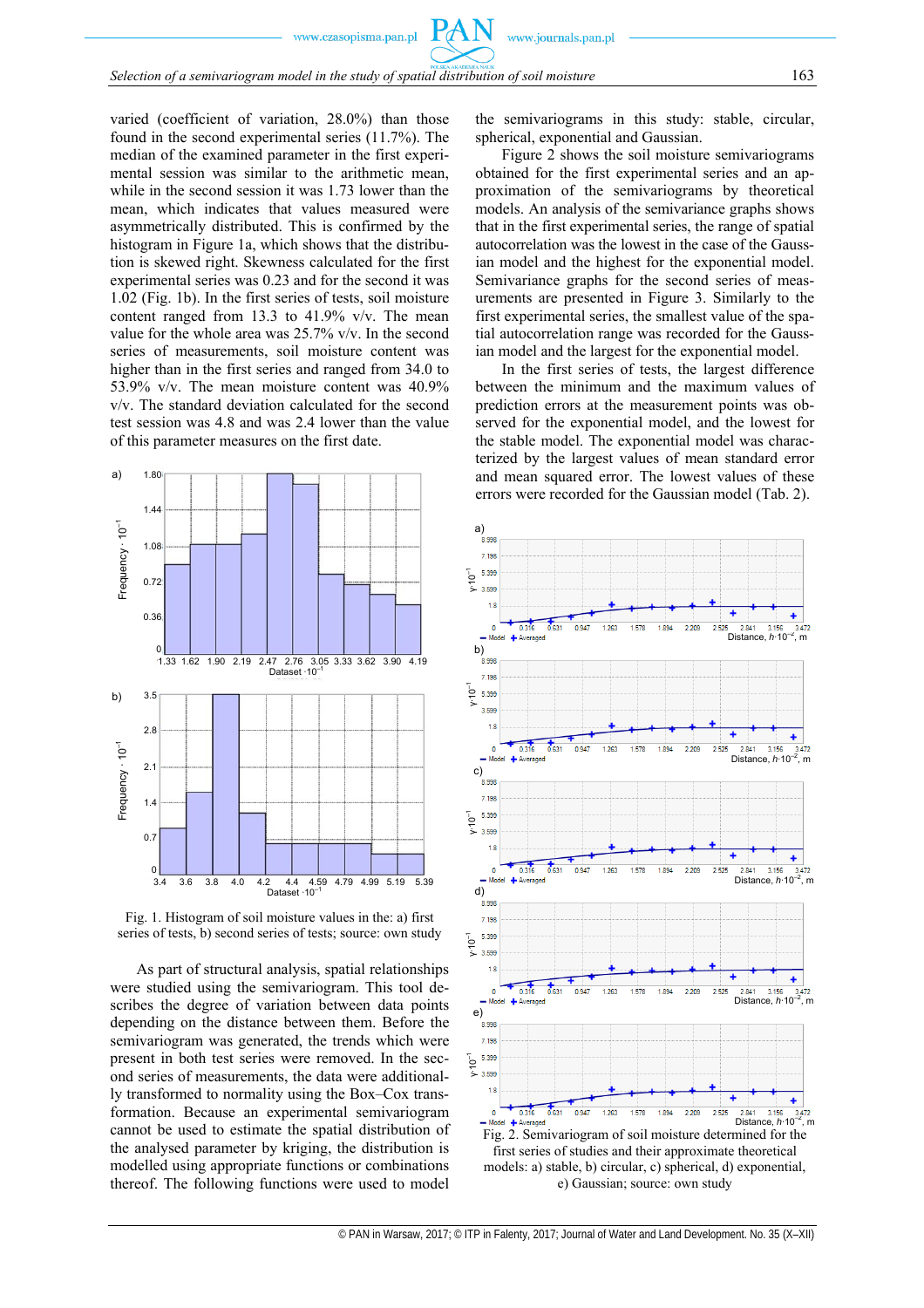varied (coefficient of variation, 28.0%) than those found in the second experimental series (11.7%). The median of the examined parameter in the first experimental session was similar to the arithmetic mean, while in the second session it was 1.73 lower than the mean, which indicates that values measured were asymmetrically distributed. This is confirmed by the histogram in Figure 1a, which shows that the distribution is skewed right. Skewness calculated for the first experimental series was 0.23 and for the second it was 1.02 (Fig. 1b). In the first series of tests, soil moisture content ranged from 13.3 to 41.9% v/v. The mean value for the whole area was 25.7% v/v. In the second series of measurements, soil moisture content was higher than in the first series and ranged from 34.0 to 53.9% v/v. The mean moisture content was 40.9% v/v. The standard deviation calculated for the second test session was 4.8 and was 2.4 lower than the value of this parameter measures on the first date.

Fig. 1. Histogram of soil moisture values in the: a) first series of tests, b) second series of tests; source: own study

As part of structural analysis, spatial relationships were studied using the semivariogram. This tool describes the degree of variation between data points depending on the distance between them. Before the semivariogram was generated, the trends which were present in both test series were removed. In the second series of measurements, the data were additionally transformed to normality using the Box–Cox transformation. Because an experimental semivariogram cannot be used to estimate the spatial distribution of the analysed parameter by kriging, the distribution is modelled using appropriate functions or combinations thereof. The following functions were used to model the semivariograms in this study: stable, circular, spherical, exponential and Gaussian.

Figure 2 shows the soil moisture semivariograms obtained for the first experimental series and an approximation of the semivariograms by theoretical models. An analysis of the semivariance graphs shows that in the first experimental series, the range of spatial autocorrelation was the lowest in the case of the Gaussian model and the highest for the exponential model. Semivariance graphs for the second series of measurements are presented in Figure 3. Similarly to the first experimental series, the smallest value of the spatial autocorrelation range was recorded for the Gaussian model and the largest for the exponential model.

In the first series of tests, the largest difference between the minimum and the maximum values of prediction errors at the measurement points was observed for the exponential model, and the lowest for the stable model. The exponential model was characterized by the largest values of mean standard error and mean squared error. The lowest values of these errors were recorded for the Gaussian model (Tab. 2).

Fig. 2. Semivariogram of soil moisture determined for the first series of studies and their approximate theoretical models: a) stable, b) circular, c) spherical, d) exponential, e) Gaussian; source: own study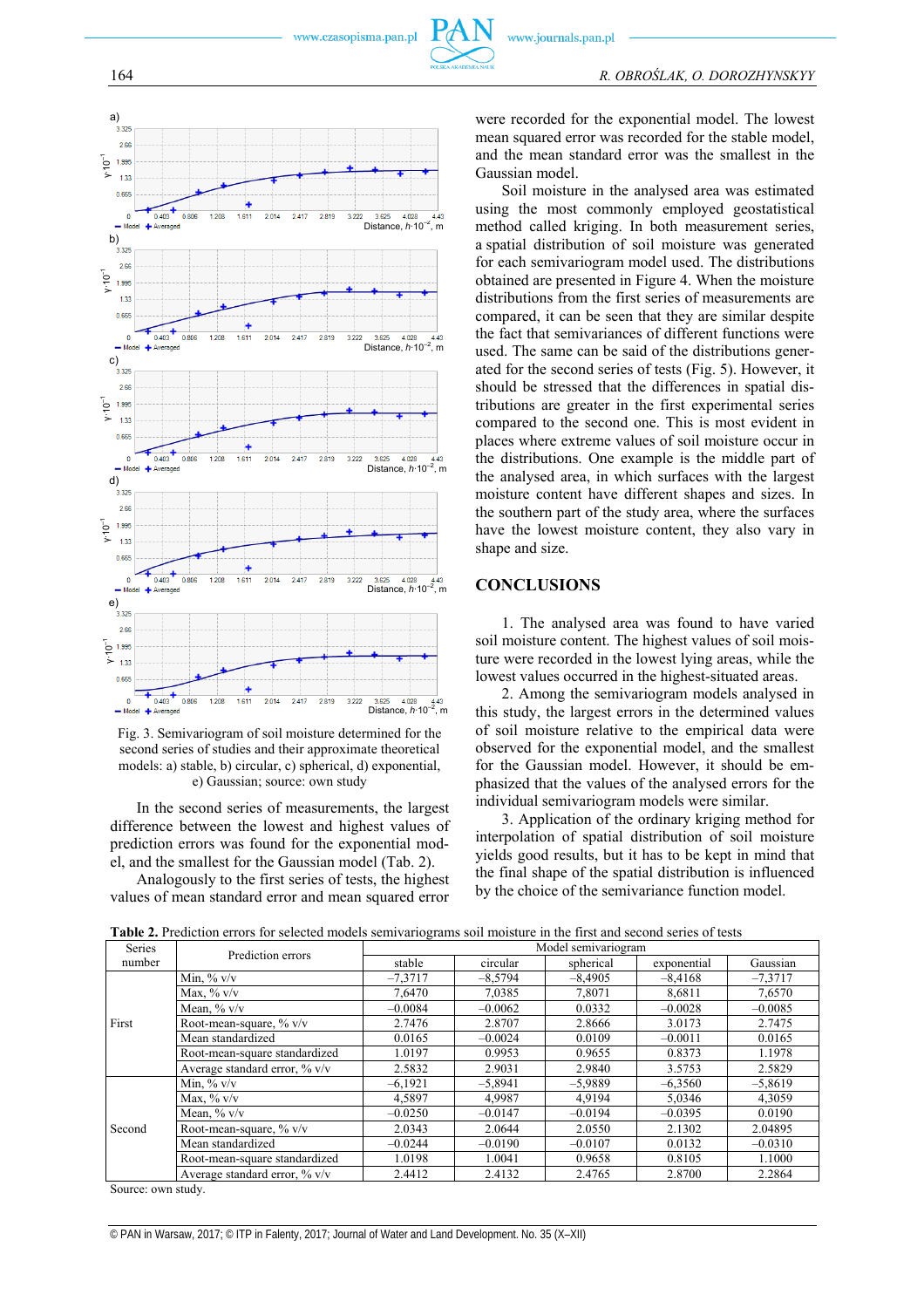a)

3.325
2.66
1.995
1.33
0.665
0

$\gamma \cdot 10^{-1}$

0.403 0.806 1.208 1.611 2.014 2.417 2.819 3.222 3.625 4.028 4.43

Distance, $h \cdot 10^{-2}$, m

Model Averaged

b)

3.325
2.66
1.995
1.33
0.665
0

$\gamma \cdot 10^{-1}$

0.403 0.806 1.208 1.611 2.014 2.417 2.819 3.222 3.625 4.028 4.43

Distance, $h \cdot 10^{-2}$, m

Model Averaged

c)

3.325
2.66
1.995
1.33
0.665
0

$\gamma \cdot 10^{-1}$

0.403 0.806 1.208 1.611 2.014 2.417 2.819 3.222 3.625 4.028 4.43

Distance, $h \cdot 10^{-2}$, m

Model Averaged

d)

3.325
2.66
1.995
1.33
0.665
0

$\gamma \cdot 10^{-1}$

0.403 0.806 1.208 1.611 2.014 2.417 2.819 3.222 3.625 4.028 4.43

Distance, $h \cdot 10^{-2}$, m

Model Averaged

e)

3.325
2.66
1.995
1.33
0.665
0

$\gamma \cdot 10^{-1}$

0.403 0.806 1.208 1.611 2.014 2.417 2.819 3.222 3.625 4.028 4.43

Distance, $h \cdot 10^{-2}$, m

Model Averaged

Fig. 3. Semivariogram of soil moisture determined for the second series of studies and their approximate theoretical models: a) stable, b) circular, c) spherical, d) exponential, e) Gaussian; source: own study

In the second series of measurements, the largest difference between the lowest and highest values of prediction errors was found for the exponential model, and the smallest for the Gaussian model (Tab. 2).

Analogously to the first series of tests, the highest values of mean standard error and mean squared error were recorded for the exponential model. The lowest mean squared error was recorded for the stable model, and the mean standard error was the smallest in the Gaussian model.

Soil moisture in the analysed area was estimated using the most commonly employed geostatistical method called kriging. In both measurement series, a spatial distribution of soil moisture was generated for each semivariogram model used. The distributions obtained are presented in Figure 4. When the moisture distributions from the first series of measurements are compared, it can be seen that they are similar despite the fact that semivariances of different functions were used. The same can be said of the distributions generated for the second series of tests (Fig. 5). However, it should be stressed that the differences in spatial distributions are greater in the first experimental series compared to the second one. This is most evident in places where extreme values of soil moisture occur in the distributions. One example is the middle part of the analysed area, in which surfaces with the largest moisture content have different shapes and sizes. In the southern part of the study area, where the surfaces have the lowest moisture content, they also vary in shape and size.

## CONCLUSIONS

1. The analysed area was found to have varied soil moisture content. The highest values of soil moisture were recorded in the lowest lying areas, while the lowest values occurred in the highest-situated areas.

2. Among the semivariogram models analysed in this study, the largest errors in the determined values of soil moisture relative to the empirical data were observed for the exponential model, and the smallest for the Gaussian model. However, it should be emphasized that the values of the analysed errors for the individual semivariogram models were similar.

3. Application of the ordinary kriging method for interpolation of spatial distribution of soil moisture yields good results, but it has to be kept in mind that the final shape of the spatial distribution is influenced by the choice of the semivariance function model.

**Table 2.** Prediction errors for selected models semivariograms soil moisture in the first and second series of tests

| Series number | Prediction errors | Model semivariogram | | | | |
|---|---|---|---|---|---|---|
| | | stable | circular | spherical | exponential | Gaussian |
| First | Min, % v/v | –7,3717 | –8,5794 | –8,4905 | –8,4168 | –7,3717 |
| | Max, % v/v | 7,6470 | 7,0385 | 7,8071 | 8,6811 | 7,6570 |
| | Mean, % v/v | –0.0084 | –0.0062 | 0.0332 | –0.0028 | –0.0085 |
| | Root-mean-square, % v/v | 2.7476 | 2.8707 | 2.8666 | 3.0173 | 2.7475 |
| | Mean standardized | 0.0165 | –0.0024 | 0.0109 | –0.0011 | 0.0165 |
| | Root-mean-square standardized | 1.0197 | 0.9953 | 0.9655 | 0.8373 | 1.1978 |
| | Average standard error, % v/v | 2.5832 | 2.9031 | 2.9840 | 3.5753 | 2.5829 |
| Second | Min, % v/v | –6,1921 | –5,8941 | –5,9889 | –6,3560 | –5,8619 |
| | Max, % v/v | 4,5897 | 4,9987 | 4,9194 | 5,0346 | 4,3059 |
| | Mean, % v/v | –0.0250 | –0.0147 | –0.0194 | –0.0395 | 0.0190 |
| | Root-mean-square, % v/v | 2.0343 | 2.0644 | 2.0550 | 2.1302 | 2.04895 |
| | Mean standardized | –0.0244 | –0.0190 | –0.0107 | 0.0132 | –0.0310 |
| | Root-mean-square standardized | 1.0198 | 1.0041 | 0.9658 | 0.8105 | 1.1000 |
| | Average standard error, % v/v | 2.4412 | 2.4132 | 2.4765 | 2.8700 | 2.2864 |

Source: own study.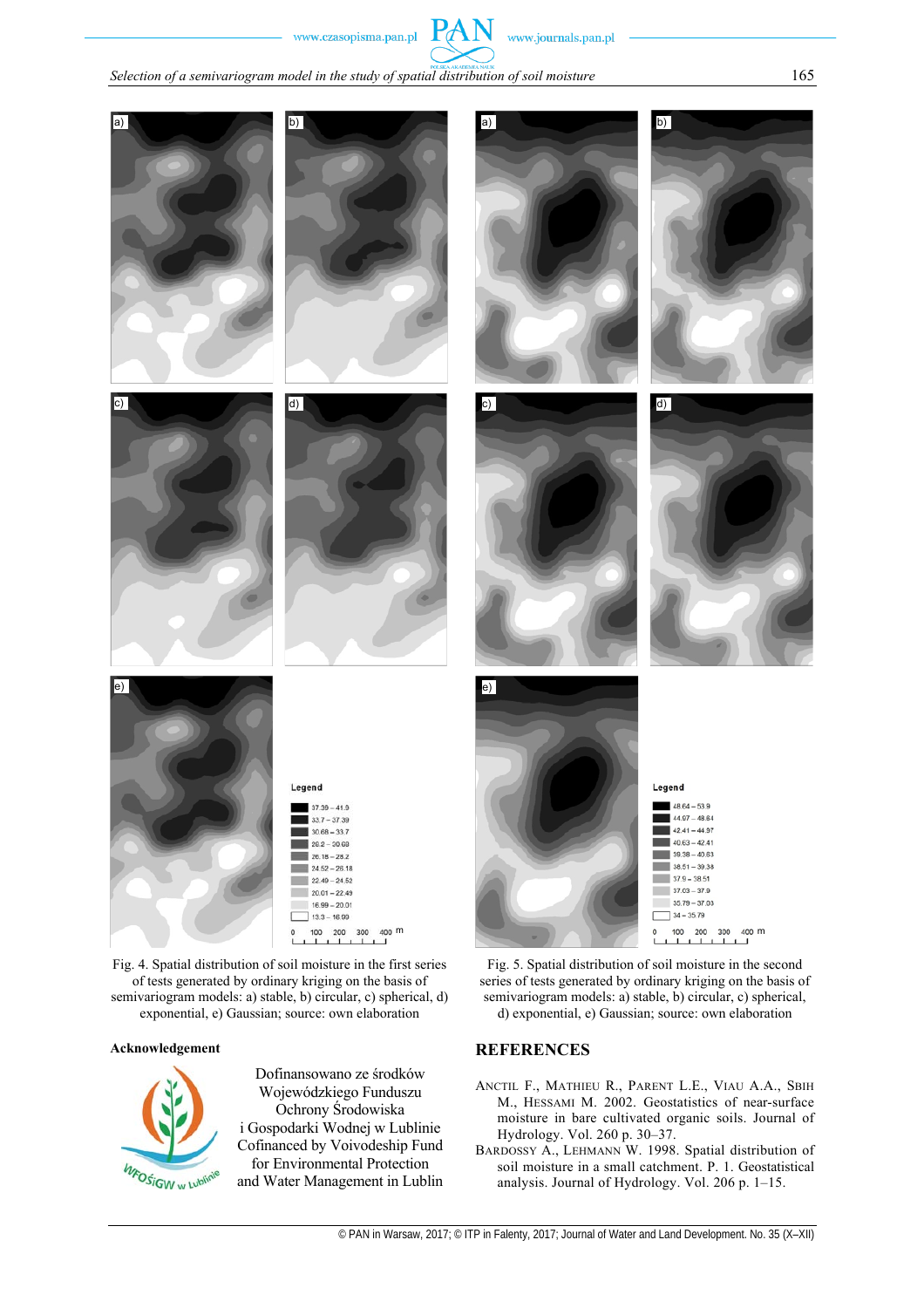Fig. 4. Spatial distribution of soil moisture in the first series of tests generated by ordinary kriging on the basis of semivariogram models: a) stable, b) circular, c) spherical, d) exponential, e) Gaussian; source: own elaboration

Fig. 5. Spatial distribution of soil moisture in the second series of tests generated by ordinary kriging on the basis of semivariogram models: a) stable, b) circular, c) spherical, d) exponential, e) Gaussian; source: own elaboration

**Acknowledgement**

Dofinansowano ze środków Wojewódzkiego Funduszu Ochrony Środowiska i Gospodarki Wodnej w Lublinie
Cofinanced by Voivodeship Fund for Environmental Protection and Water Management in Lublin

## REFERENCES

ANCTIL F., MATHIEU R., PARENT L.E., VIAU A.A., SBIH M., HESSAMI M. 2002. Geostatistics of near-surface moisture in bare cultivated organic soils. Journal of Hydrology. Vol. 260 p. 30–37.

BARDOSSY A., LEHMANN W. 1998. Spatial distribution of soil moisture in a small catchment. P. 1. Geostatistical analysis. Journal of Hydrology. Vol. 206 p. 1–15.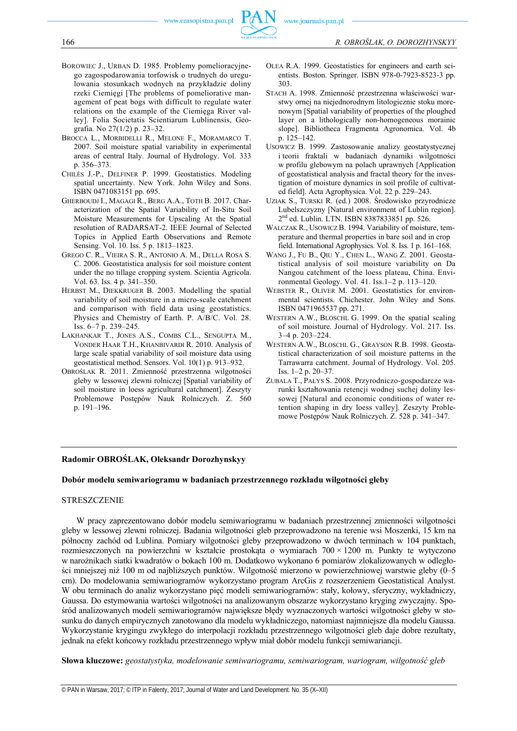BOROWIEC J., URBAN D. 1985. Problemy pomelioracyjnego zagospodarowania torfowisk o trudnych do uregulowania stosunkach wodnych na przykładzie doliny rzeki Ciemięgi [The problems of pomeliorative management of peat bogs with difficult to regulate water relations on the example of the Ciemięga River valley]. Folia Societatis Scientiarum Lublinensis, Geografia. No 27(1/2) p. 23–32.

BROCCA L., MORBIDELLI R., MELONE F., MORAMARCO T. 2007. Soil moisture spatial variability in experimental areas of central Italy. Journal of Hydrology. Vol. 333 p. 356–373.

CHILÈS J.-P., DELFINER P. 1999. Geostatistics. Modeling spatial uncertainty. New York. John Wiley and Sons. ISBN 0471083151 pp. 695.

GHERBOUDJ I., MAGAGI R., BERG A.A., TOTH B. 2017. Characterization of the Spatial Variability of In-Situ Soil Moisture Measurements for Upscaling At the Spatial resolution of RADARSAT-2. IEEE Journal of Selected Topics in Applied Earth Observations and Remote Sensing. Vol. 10. Iss. 5 p. 1813–1823.

GREGO C. R., VIEIRA S. R., ANTONIO A. M., DELLA ROSA S. C. 2006. Geostatistica analysis for soil moisture content under the no tillage cropping system. Scientia Agricola. Vol. 63. Iss. 4 p. 341–350.

HERBST M., DIEKKRUGER B. 2003. Modelling the spatial variability of soil moisture in a micro-scale catchment and comparison with field data using geostatistics. Physics and Chemistry of Earth. P. A/B/C. Vol. 28. Iss. 6–7 p. 239–245.

LAKHANKAR T., JONES A.S., COMBS C.L., SENGUPTA M., VONDER HAAR T.H., KHANBIVARDI R. 2010. Analysis of large scale spatial variability of soil moisture data using geostatistical method. Sensors. Vol. 10(1) p. 913–932.

OBROŚLAK R. 2011. Zmienność przestrzenna wilgotności gleby w lessowej zlewni rolniczej [Spatial variability of soil moisture in loess agricultural catchment]. Zeszyty Problemowe Postępów Nauk Rolniczych. Z. 560 p. 191–196.

OLEA R.A. 1999. Geostatistics for engineers and earth scientists. Boston. Springer. ISBN 978-0-7923-8523-3 pp. 303.

STACH A. 1998. Zmienność przestrzenna właściwości warstwy ornej na niejednorodnym litologicznie stoku morenowym [Spatial variability of properties of the ploughed layer on a lithologically non-homogeneous morainic slope]. Bibliotheca Fragmenta Agronomica. Vol. 4b p. 125–142.

USOWICZ B. 1999. Zastosowanie analizy geostatystycznej i teorii fraktali w badaniach dynamiki wilgotności w profilu glebowym na polach uprawnych [Application of geostatistical analysis and fractal theory for the investigation of moisture dynamics in soil profile of cultivated field]. Acta Agrophysica. Vol. 22 p. 229–243.

UZIAK S., TURSKI R. (ed.) 2008. Środowisko przyrodnicze Lubelszczyzny [Natural environment of Lublin region]. 2nd ed. Lublin. LTN. ISBN 8387833851 pp. 526.

WALCZAK R., USOWICZ B. 1994. Variability of moisture, temperature and thermal properties in bare soil and in crop field. International Agrophysics. Vol. 8. Iss. 1 p. 161–168.

WANG J., FU B., QIU Y., CHEN L., WANG Z. 2001. Geostatistical analysis of soil moisture variability on Da Nangou catchment of the loess plateau, China. Environmental Geology. Vol. 41. Iss.1–2 p. 113–120.

WEBSTER R., OLIVER M. 2001. Geostatistics for environmental scientists. Chichester. John Wiley and Sons. ISBN 0471965537 pp. 271.

WESTERN A.W., BLOSCHL G. 1999. On the spatial scaling of soil moisture. Journal of Hydrology. Vol. 217. Iss. 3–4 p. 203–224.

WESTERN A.W., BLOSCHL G., GRAYSON R.B. 1998. Geostatistical characterization of soil moisture patterns in the Tarrawarra catchment. Journal of Hydrology. Vol. 205. Iss. 1–2 p. 20–37.

ZUBALA T., PAŁYS S. 2008. Przyrodniczo-gospodarcze warunki kształtowania retencji wodnej suchej doliny lessowej [Natural and economic conditions of water retention shaping in dry loess valley]. Zeszyty Problemowe Postępów Nauk Rolniczych. Z. 528 p. 341–347.

---

**Radomir OBROŚLAK, Oleksandr Dorozhynskyy**

**Dobór modelu semiwariogramu w badaniach przestrzennego rozkładu wilgotności gleby**

STRESZCZENIE

W pracy zaprezentowano dobór modelu semiwariogramu w badaniach przestrzennej zmienności wilgotności gleby w lessowej zlewni rolniczej. Badania wilgotności gleb przeprowadzono na terenie wsi Moszenki, 15 km na północny zachód od Lublina. Pomiary wilgotności gleby przeprowadzono w dwóch terminach w 104 punktach, rozmieszczonych na powierzchni w kształcie prostokąta o wymiarach 700 × 1200 m. Punkty te wytyczono w narożnikach siatki kwadratów o bokach 100 m. Dodatkowo wykonano 6 pomiarów zlokalizowanych w odległości mniejszej niż 100 m od najbliższych punktów. Wilgotność mierzono w powierzchniowej warstwie gleby (0–5 cm). Do modelowania semiwariogramów wykorzystano program ArcGis z rozszerzeniem Geostatistical Analyst. W obu terminach do analiz wykorzystano pięć modeli semiwariogramów: stały, kołowy, sferyczny, wykładniczy, Gaussa. Do estymowania wartości wilgotności na analizowanym obszarze wykorzystano kryging zwyczajny. Spośród analizowanych modeli semiwariogramów największe błędy wyznaczonych wartości wilgotności gleby w stosunku do danych empirycznych zanotowano dla modelu wykładniczego, natomiast najmniejsze dla modelu Gaussa. Wykorzystanie krygingu zwykłego do interpolacji rozkładu przestrzennego wilgotności gleb daje dobre rezultaty, jednak na efekt końcowy rozkładu przestrzennego wpływ miał dobór modelu funkcji semiwariancji.

**Słowa kluczowe:** *geostatystyka, modelowanie semiwariogramu, semiwariogram, wariogram, wilgotność gleb*